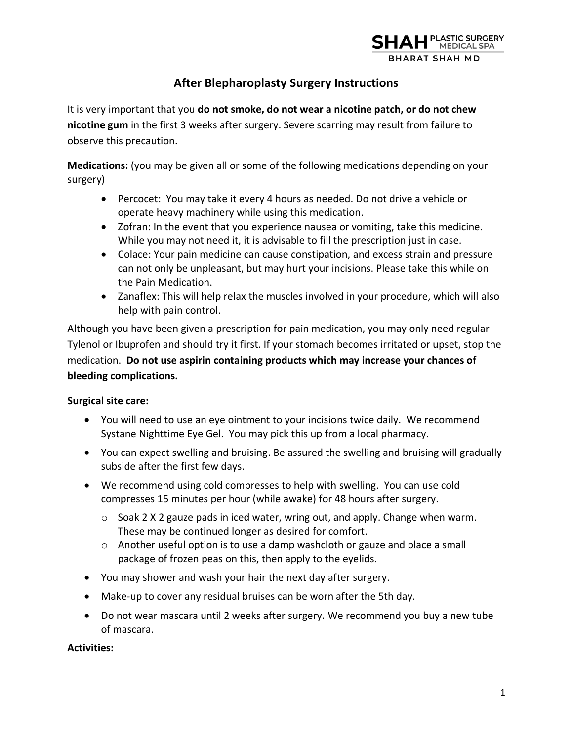SHAH PLASTIC SURGERY MEDICAL SPA
BHARAT SHAH MD

# After Blepharoplasty Surgery Instructions

It is very important that you **do not smoke, do not wear a nicotine patch, or do not chew nicotine gum** in the first 3 weeks after surgery. Severe scarring may result from failure to observe this precaution.

**Medications:** (you may be given all or some of the following medications depending on your surgery)

- Percocet: You may take it every 4 hours as needed. Do not drive a vehicle or operate heavy machinery while using this medication.
- Zofran: In the event that you experience nausea or vomiting, take this medicine. While you may not need it, it is advisable to fill the prescription just in case.
- Colace: Your pain medicine can cause constipation, and excess strain and pressure can not only be unpleasant, but may hurt your incisions. Please take this while on the Pain Medication.
- Zanaflex: This will help relax the muscles involved in your procedure, which will also help with pain control.

Although you have been given a prescription for pain medication, you may only need regular Tylenol or Ibuprofen and should try it first. If your stomach becomes irritated or upset, stop the medication. **Do not use aspirin containing products which may increase your chances of bleeding complications.**

**Surgical site care:**

- You will need to use an eye ointment to your incisions twice daily. We recommend Systane Nighttime Eye Gel. You may pick this up from a local pharmacy.
- You can expect swelling and bruising. Be assured the swelling and bruising will gradually subside after the first few days.
- We recommend using cold compresses to help with swelling. You can use cold compresses 15 minutes per hour (while awake) for 48 hours after surgery.
  - Soak 2 X 2 gauze pads in iced water, wring out, and apply. Change when warm. These may be continued longer as desired for comfort.
  - Another useful option is to use a damp washcloth or gauze and place a small package of frozen peas on this, then apply to the eyelids.
- You may shower and wash your hair the next day after surgery.
- Make-up to cover any residual bruises can be worn after the 5th day.
- Do not wear mascara until 2 weeks after surgery. We recommend you buy a new tube of mascara.

**Activities:**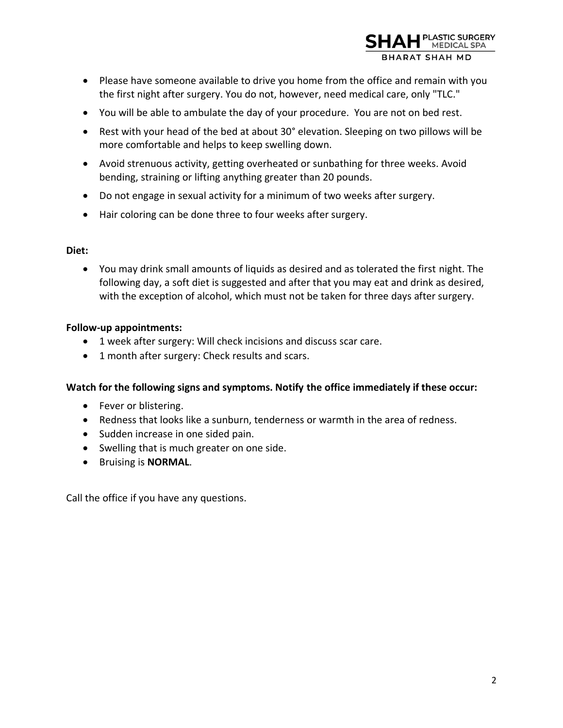- Please have someone available to drive you home from the office and remain with you the first night after surgery. You do not, however, need medical care, only "TLC."
- You will be able to ambulate the day of your procedure. You are not on bed rest.
- Rest with your head of the bed at about 30° elevation. Sleeping on two pillows will be more comfortable and helps to keep swelling down.
- Avoid strenuous activity, getting overheated or sunbathing for three weeks. Avoid bending, straining or lifting anything greater than 20 pounds.
- Do not engage in sexual activity for a minimum of two weeks after surgery.
- Hair coloring can be done three to four weeks after surgery.

**Diet:**

- You may drink small amounts of liquids as desired and as tolerated the first night. The following day, a soft diet is suggested and after that you may eat and drink as desired, with the exception of alcohol, which must not be taken for three days after surgery.

**Follow-up appointments:**

- 1 week after surgery: Will check incisions and discuss scar care.
- 1 month after surgery: Check results and scars.

**Watch for the following signs and symptoms. Notify the office immediately if these occur:**

- Fever or blistering.
- Redness that looks like a sunburn, tenderness or warmth in the area of redness.
- Sudden increase in one sided pain.
- Swelling that is much greater on one side.
- Bruising is **NORMAL**.

Call the office if you have any questions.